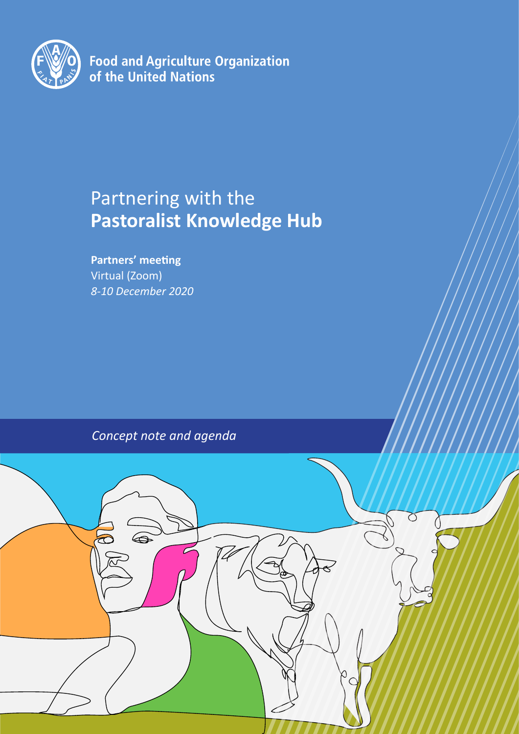Food and Agriculture Organization
of the United Nations

# Partnering with the **Pastoralist Knowledge Hub**

**Partners' meeting**
Virtual (Zoom)
*8-10 December 2020*

*Concept note and agenda*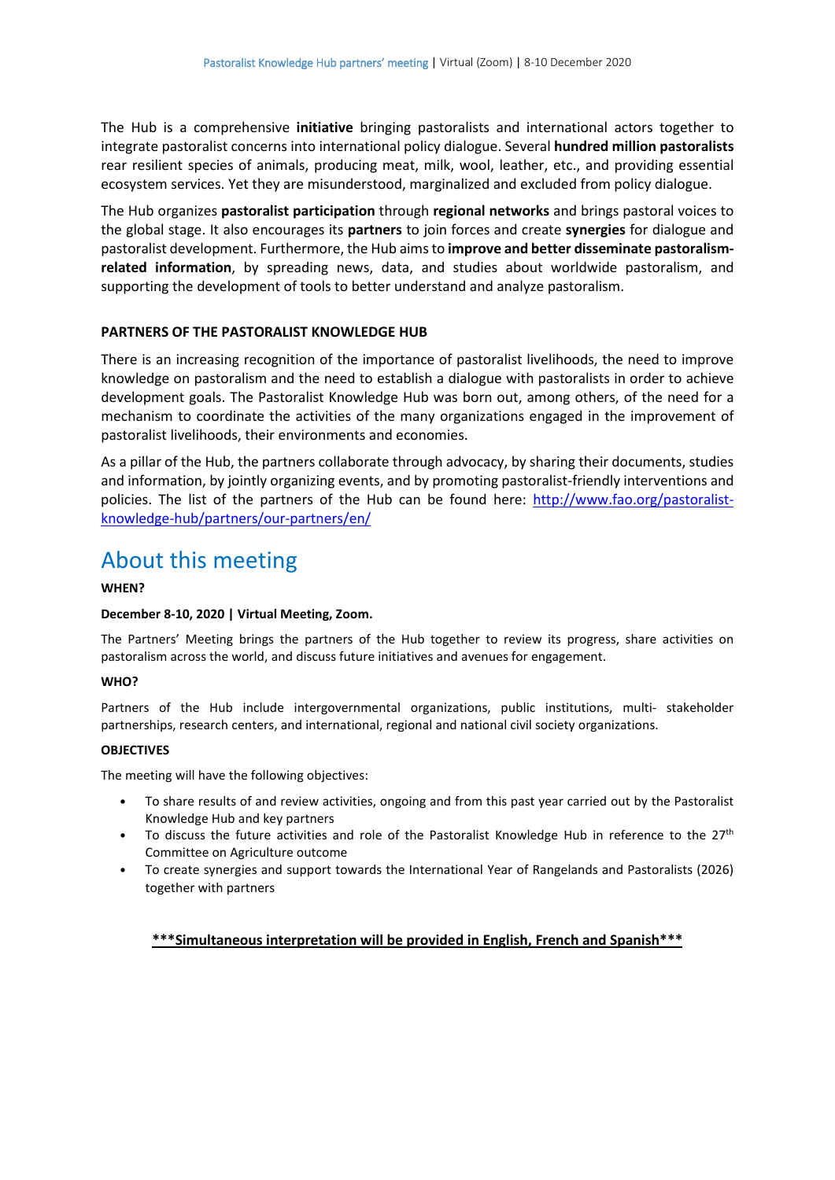The Hub is a comprehensive **initiative** bringing pastoralists and international actors together to integrate pastoralist concerns into international policy dialogue. Several **hundred million pastoralists** rear resilient species of animals, producing meat, milk, wool, leather, etc., and providing essential ecosystem services. Yet they are misunderstood, marginalized and excluded from policy dialogue.

The Hub organizes **pastoralist participation** through **regional networks** and brings pastoral voices to the global stage. It also encourages its **partners** to join forces and create **synergies** for dialogue and pastoralist development. Furthermore, the Hub aims to **improve and better disseminate pastoralism-related information**, by spreading news, data, and studies about worldwide pastoralism, and supporting the development of tools to better understand and analyze pastoralism.

**PARTNERS OF THE PASTORALIST KNOWLEDGE HUB**

There is an increasing recognition of the importance of pastoralist livelihoods, the need to improve knowledge on pastoralism and the need to establish a dialogue with pastoralists in order to achieve development goals. The Pastoralist Knowledge Hub was born out, among others, of the need for a mechanism to coordinate the activities of the many organizations engaged in the improvement of pastoralist livelihoods, their environments and economies.

As a pillar of the Hub, the partners collaborate through advocacy, by sharing their documents, studies and information, by jointly organizing events, and by promoting pastoralist-friendly interventions and policies. The list of the partners of the Hub can be found here: [http://www.fao.org/pastoralist-knowledge-hub/partners/our-partners/en/](http://www.fao.org/pastoralist-knowledge-hub/partners/our-partners/en/)

# About this meeting

**WHEN?**

**December 8-10, 2020 | Virtual Meeting, Zoom.**

The Partners' Meeting brings the partners of the Hub together to review its progress, share activities on pastoralism across the world, and discuss future initiatives and avenues for engagement.

**WHO?**

Partners of the Hub include intergovernmental organizations, public institutions, multi- stakeholder partnerships, research centers, and international, regional and national civil society organizations.

**OBJECTIVES**

The meeting will have the following objectives:

- To share results of and review activities, ongoing and from this past year carried out by the Pastoralist Knowledge Hub and key partners
- To discuss the future activities and role of the Pastoralist Knowledge Hub in reference to the 27th Committee on Agriculture outcome
- To create synergies and support towards the International Year of Rangelands and Pastoralists (2026) together with partners

**\*\*\*Simultaneous interpretation will be provided in English, French and Spanish\*\*\***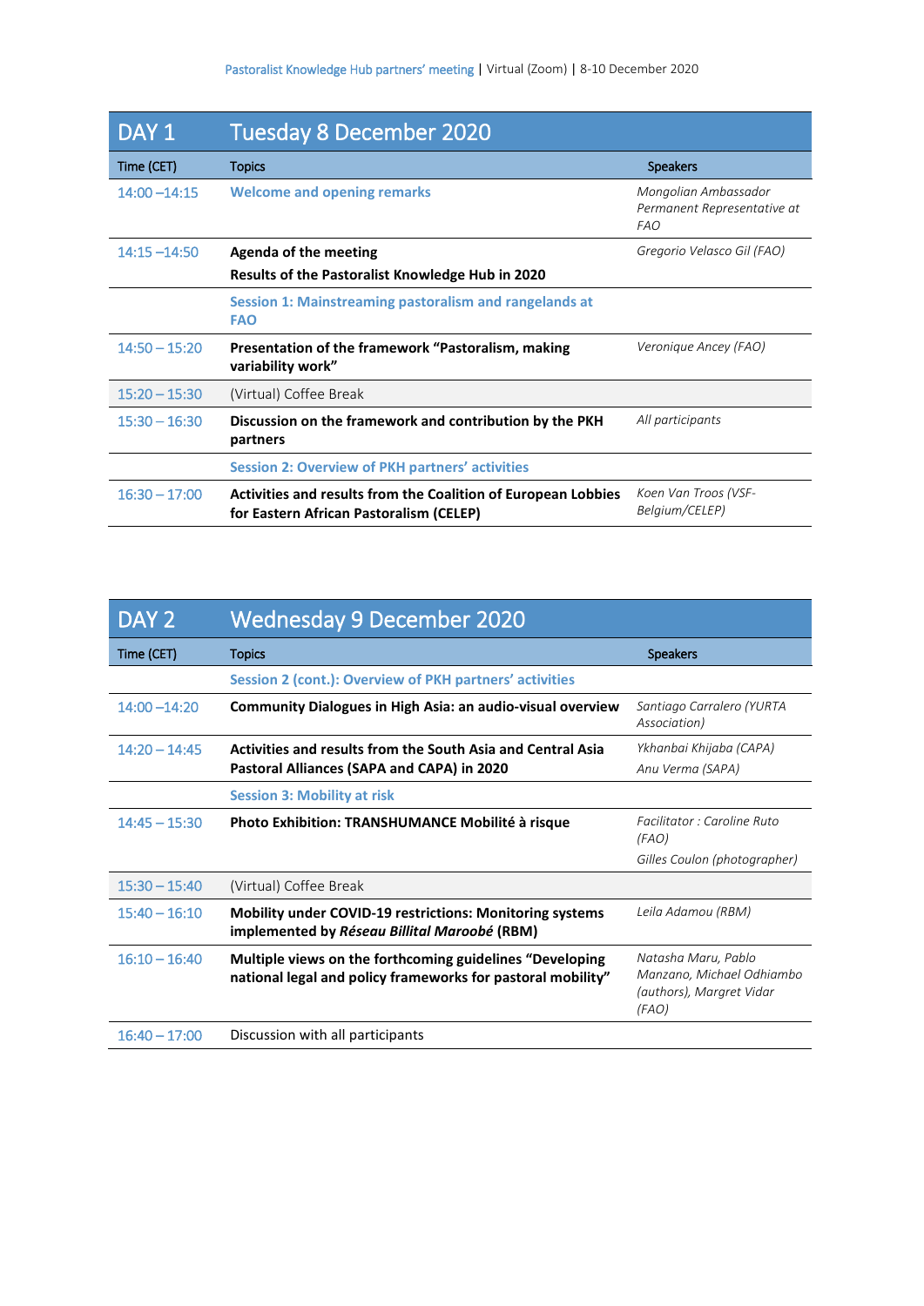| DAY 1 | Tuesday 8 December 2020 | |
|---|---|---|
| **Time (CET)** | **Topics** | **Speakers** |
| 14:00 –14:15 | **Welcome and opening remarks** | *Mongolian Ambassador Permanent Representative at FAO* |
| 14:15 –14:50 | **Agenda of the meeting**<br>**Results of the Pastoralist Knowledge Hub in 2020** | *Gregorio Velasco Gil (FAO)* |
| | **Session 1: Mainstreaming pastoralism and rangelands at FAO** | |
| 14:50 – 15:20 | **Presentation of the framework "Pastoralism, making variability work"** | *Veronique Ancey (FAO)* |
| 15:20 – 15:30 | (Virtual) Coffee Break | |
| 15:30 – 16:30 | **Discussion on the framework and contribution by the PKH partners** | *All participants* |
| | **Session 2: Overview of PKH partners' activities** | |
| 16:30 – 17:00 | **Activities and results from the Coalition of European Lobbies for Eastern African Pastoralism (CELEP)** | *Koen Van Troos (VSF-Belgium/CELEP)* |

| DAY 2 | Wednesday 9 December 2020 | |
|---|---|---|
| **Time (CET)** | **Topics** | **Speakers** |
| | **Session 2 (cont.): Overview of PKH partners' activities** | |
| 14:00 –14:20 | **Community Dialogues in High Asia: an audio-visual overview** | *Santiago Carralero (YURTA Association)* |
| 14:20 – 14:45 | **Activities and results from the South Asia and Central Asia Pastoral Alliances (SAPA and CAPA) in 2020** | *Ykhanbai Khijaba (CAPA)*<br>*Anu Verma (SAPA)* |
| | **Session 3: Mobility at risk** | |
| 14:45 – 15:30 | **Photo Exhibition: TRANSHUMANCE Mobilité à risque** | *Facilitator : Caroline Ruto (FAO)*<br>*Gilles Coulon (photographer)* |
| 15:30 – 15:40 | (Virtual) Coffee Break | |
| 15:40 – 16:10 | **Mobility under COVID-19 restrictions: Monitoring systems implemented by *Réseau Billital Maroobé* (RBM)** | *Leila Adamou (RBM)* |
| 16:10 – 16:40 | **Multiple views on the forthcoming guidelines "Developing national legal and policy frameworks for pastoral mobility"** | *Natasha Maru, Pablo Manzano, Michael Odhiambo (authors), Margret Vidar (FAO)* |
| 16:40 – 17:00 | Discussion with all participants | |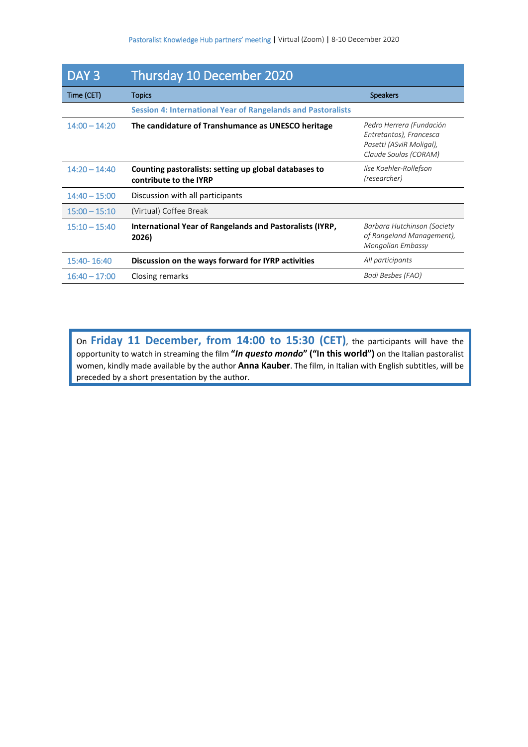## DAY 3 — Thursday 10 December 2020

| Time (CET) | Topics | Speakers |
|---|---|---|
| | **Session 4: International Year of Rangelands and Pastoralists** | |
| 14:00 – 14:20 | **The candidature of Transhumance as UNESCO heritage** | *Pedro Herrera (Fundación Entretantos), Francesca Pasetti (ASviR Moligal), Claude Soulas (CORAM)* |
| 14:20 – 14:40 | **Counting pastoralists: setting up global databases to contribute to the IYRP** | *Ilse Koehler-Rollefson (researcher)* |
| 14:40 – 15:00 | Discussion with all participants | |
| 15:00 – 15:10 | (Virtual) Coffee Break | |
| 15:10 – 15:40 | **International Year of Rangelands and Pastoralists (IYRP, 2026)** | *Barbara Hutchinson (Society of Rangeland Management), Mongolian Embassy* |
| 15:40- 16:40 | **Discussion on the ways forward for IYRP activities** | *All participants* |
| 16:40 – 17:00 | Closing remarks | *Badi Besbes (FAO)* |

On **Friday 11 December, from 14:00 to 15:30 (CET)**, the participants will have the opportunity to watch in streaming the film **"*In questo mondo*" ("In this world")** on the Italian pastoralist women, kindly made available by the author **Anna Kauber**. The film, in Italian with English subtitles, will be preceded by a short presentation by the author.